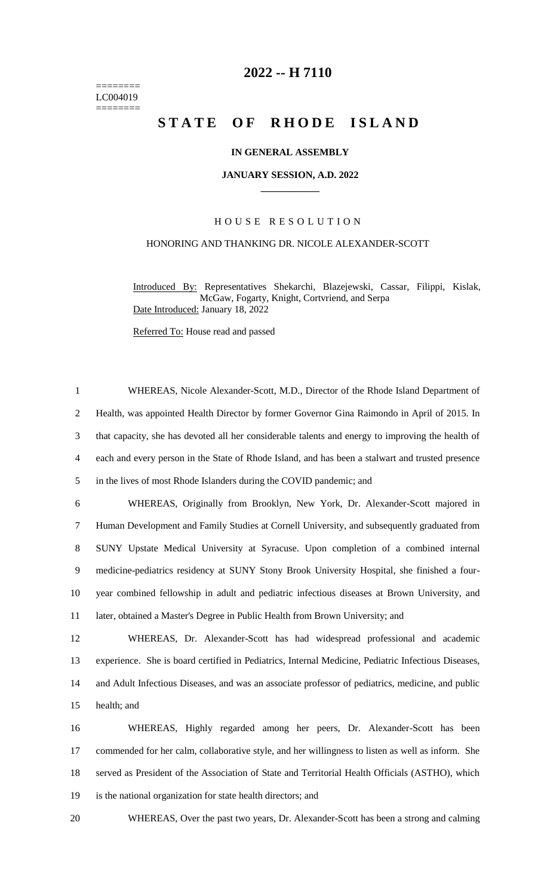========
LC004019
========

# 2022 -- H 7110

# STATE OF RHODE ISLAND

**IN GENERAL ASSEMBLY**

**JANUARY SESSION, A.D. 2022**

HOUSE RESOLUTION

HONORING AND THANKING DR. NICOLE ALEXANDER-SCOTT

Introduced By: Representatives Shekarchi, Blazejewski, Cassar, Filippi, Kislak, McGaw, Fogarty, Knight, Cortvriend, and Serpa
Date Introduced: January 18, 2022

Referred To: House read and passed

1 WHEREAS, Nicole Alexander-Scott, M.D., Director of the Rhode Island Department of
2 Health, was appointed Health Director by former Governor Gina Raimondo in April of 2015. In
3 that capacity, she has devoted all her considerable talents and energy to improving the health of
4 each and every person in the State of Rhode Island, and has been a stalwart and trusted presence
5 in the lives of most Rhode Islanders during the COVID pandemic; and

6 WHEREAS, Originally from Brooklyn, New York, Dr. Alexander-Scott majored in
7 Human Development and Family Studies at Cornell University, and subsequently graduated from
8 SUNY Upstate Medical University at Syracuse. Upon completion of a combined internal
9 medicine-pediatrics residency at SUNY Stony Brook University Hospital, she finished a four-
10 year combined fellowship in adult and pediatric infectious diseases at Brown University, and
11 later, obtained a Master's Degree in Public Health from Brown University; and

12 WHEREAS, Dr. Alexander-Scott has had widespread professional and academic
13 experience. She is board certified in Pediatrics, Internal Medicine, Pediatric Infectious Diseases,
14 and Adult Infectious Diseases, and was an associate professor of pediatrics, medicine, and public
15 health; and

16 WHEREAS, Highly regarded among her peers, Dr. Alexander-Scott has been
17 commended for her calm, collaborative style, and her willingness to listen as well as inform. She
18 served as President of the Association of State and Territorial Health Officials (ASTHO), which
19 is the national organization for state health directors; and

20 WHEREAS, Over the past two years, Dr. Alexander-Scott has been a strong and calming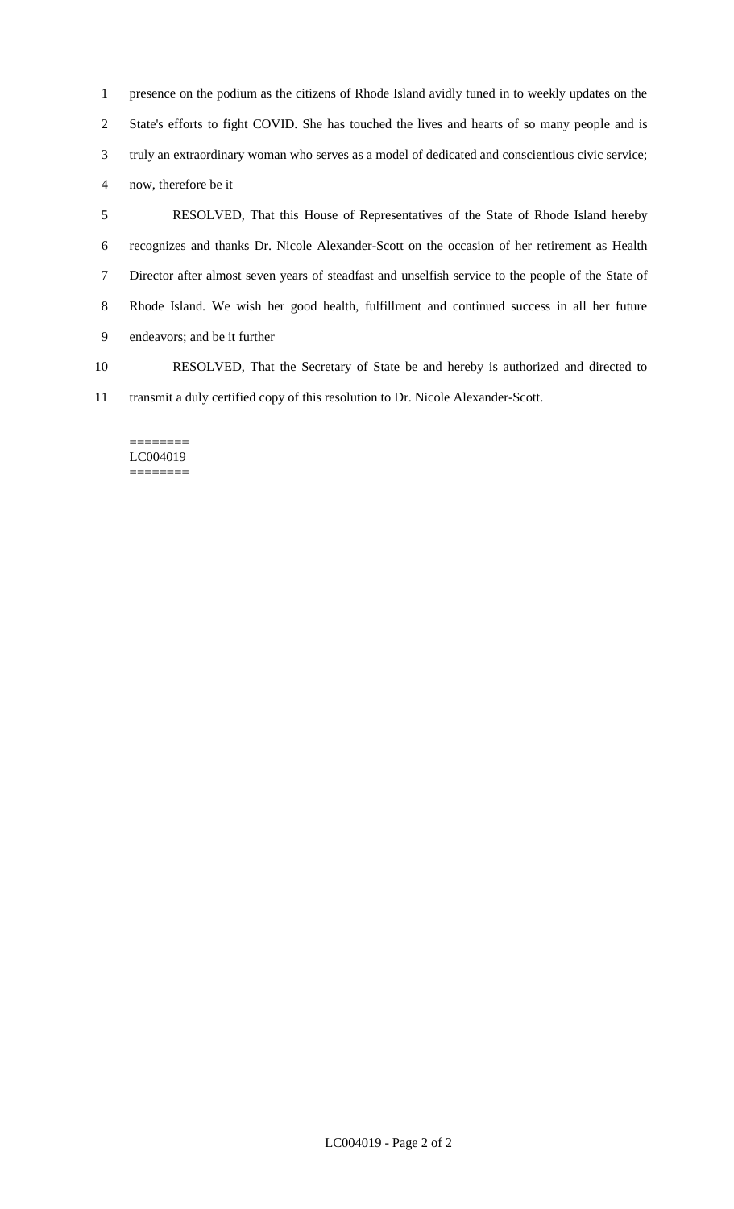presence on the podium as the citizens of Rhode Island avidly tuned in to weekly updates on the State's efforts to fight COVID. She has touched the lives and hearts of so many people and is truly an extraordinary woman who serves as a model of dedicated and conscientious civic service; now, therefore be it

RESOLVED, That this House of Representatives of the State of Rhode Island hereby recognizes and thanks Dr. Nicole Alexander-Scott on the occasion of her retirement as Health Director after almost seven years of steadfast and unselfish service to the people of the State of Rhode Island. We wish her good health, fulfillment and continued success in all her future endeavors; and be it further

RESOLVED, That the Secretary of State be and hereby is authorized and directed to transmit a duly certified copy of this resolution to Dr. Nicole Alexander-Scott.

========
LC004019
========